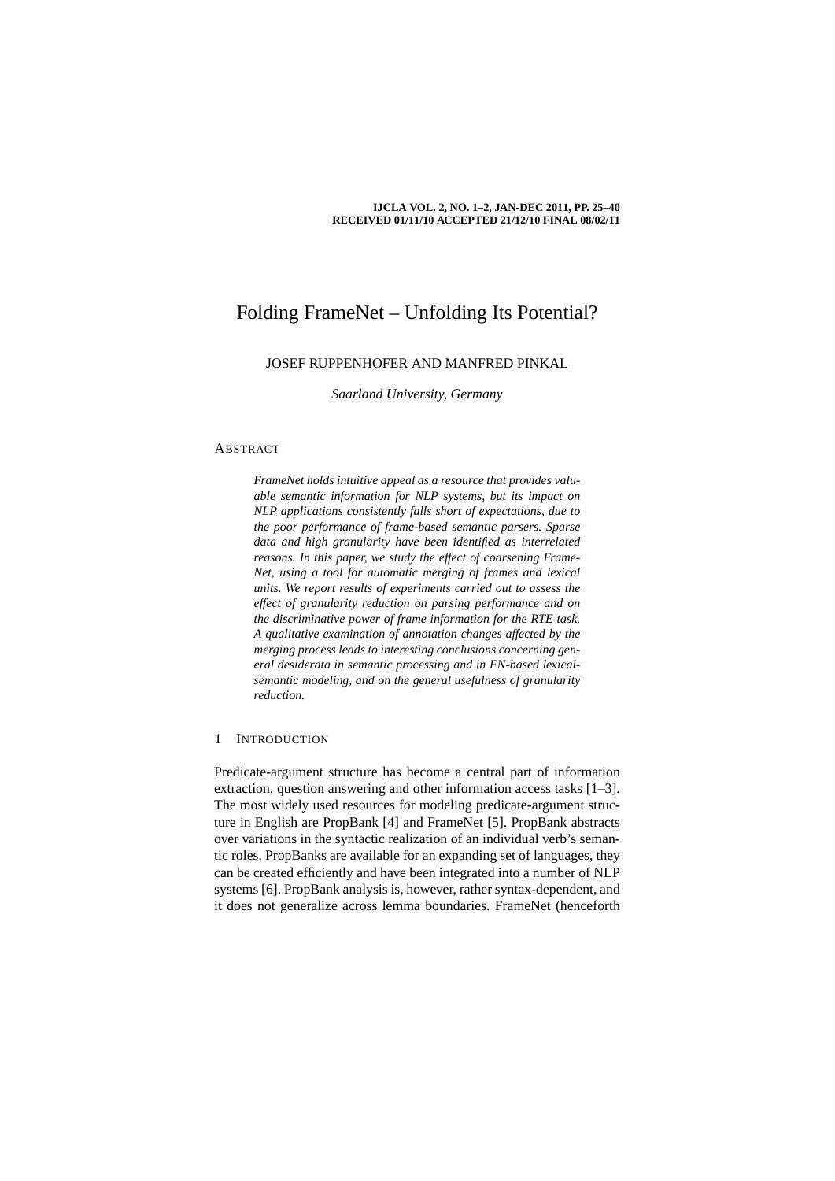# Folding FrameNet – Unfolding Its Potential?

JOSEF RUPPENHOFER AND MANFRED PINKAL

*Saarland University, Germany*

## Abstract

*FrameNet holds intuitive appeal as a resource that provides valuable semantic information for NLP systems, but its impact on NLP applications consistently falls short of expectations, due to the poor performance of frame-based semantic parsers. Sparse data and high granularity have been identified as interrelated reasons. In this paper, we study the effect of coarsening FrameNet, using a tool for automatic merging of frames and lexical units. We report results of experiments carried out to assess the effect of granularity reduction on parsing performance and on the discriminative power of frame information for the RTE task. A qualitative examination of annotation changes affected by the merging process leads to interesting conclusions concerning general desiderata in semantic processing and in FN-based lexical-semantic modeling, and on the general usefulness of granularity reduction.*

## 1 Introduction

Predicate-argument structure has become a central part of information extraction, question answering and other information access tasks [1–3]. The most widely used resources for modeling predicate-argument structure in English are PropBank [4] and FrameNet [5]. PropBank abstracts over variations in the syntactic realization of an individual verb's semantic roles. PropBanks are available for an expanding set of languages, they can be created efficiently and have been integrated into a number of NLP systems [6]. PropBank analysis is, however, rather syntax-dependent, and it does not generalize across lemma boundaries. FrameNet (henceforth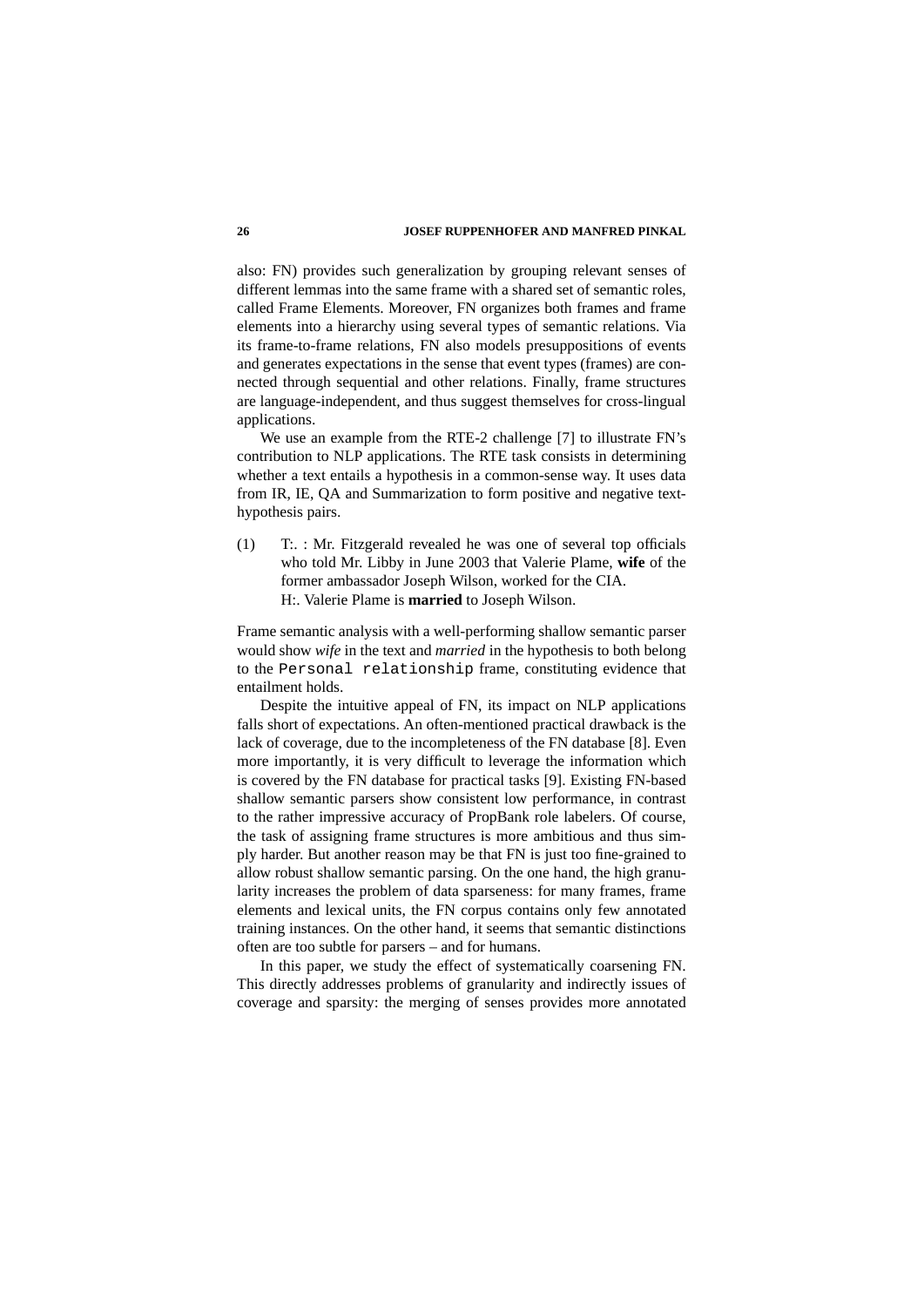also: FN) provides such generalization by grouping relevant senses of different lemmas into the same frame with a shared set of semantic roles, called Frame Elements. Moreover, FN organizes both frames and frame elements into a hierarchy using several types of semantic relations. Via its frame-to-frame relations, FN also models presuppositions of events and generates expectations in the sense that event types (frames) are connected through sequential and other relations. Finally, frame structures are language-independent, and thus suggest themselves for cross-lingual applications.

We use an example from the RTE-2 challenge [7] to illustrate FN's contribution to NLP applications. The RTE task consists in determining whether a text entails a hypothesis in a common-sense way. It uses data from IR, IE, QA and Summarization to form positive and negative text-hypothesis pairs.

(1) T:. : Mr. Fitzgerald revealed he was one of several top officials who told Mr. Libby in June 2003 that Valerie Plame, **wife** of the former ambassador Joseph Wilson, worked for the CIA.
H:. Valerie Plame is **married** to Joseph Wilson.

Frame semantic analysis with a well-performing shallow semantic parser would show *wife* in the text and *married* in the hypothesis to both belong to the `Personal relationship` frame, constituting evidence that entailment holds.

Despite the intuitive appeal of FN, its impact on NLP applications falls short of expectations. An often-mentioned practical drawback is the lack of coverage, due to the incompleteness of the FN database [8]. Even more importantly, it is very difficult to leverage the information which is covered by the FN database for practical tasks [9]. Existing FN-based shallow semantic parsers show consistent low performance, in contrast to the rather impressive accuracy of PropBank role labelers. Of course, the task of assigning frame structures is more ambitious and thus simply harder. But another reason may be that FN is just too fine-grained to allow robust shallow semantic parsing. On the one hand, the high granularity increases the problem of data sparseness: for many frames, frame elements and lexical units, the FN corpus contains only few annotated training instances. On the other hand, it seems that semantic distinctions often are too subtle for parsers – and for humans.

In this paper, we study the effect of systematically coarsening FN. This directly addresses problems of granularity and indirectly issues of coverage and sparsity: the merging of senses provides more annotated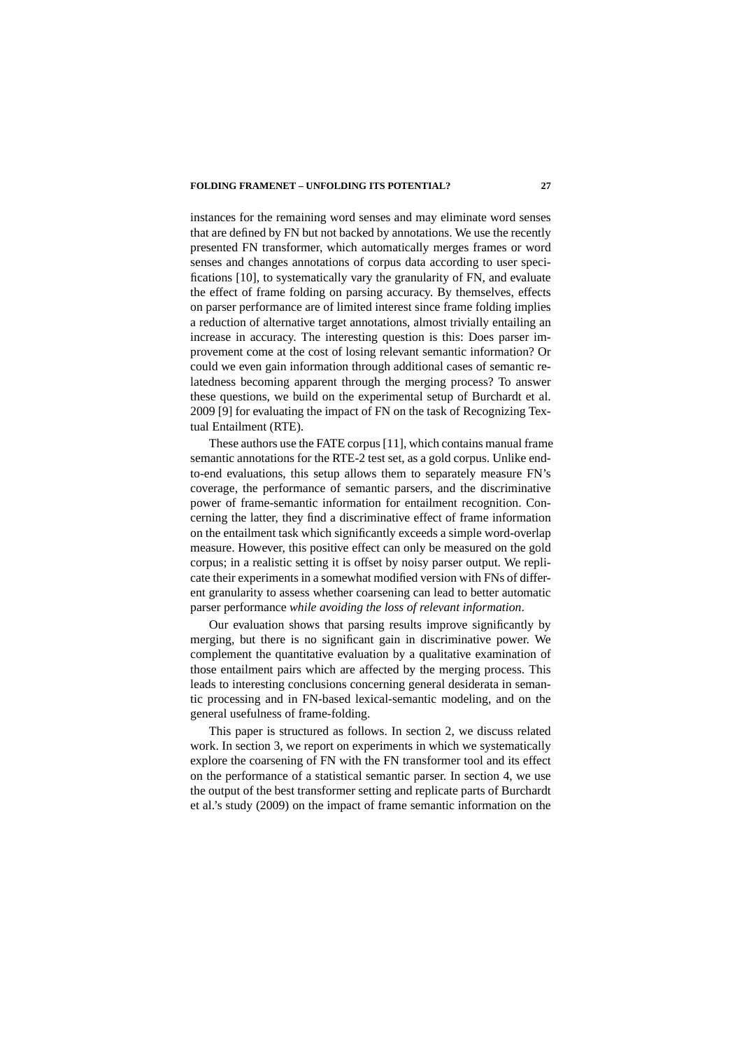instances for the remaining word senses and may eliminate word senses that are defined by FN but not backed by annotations. We use the recently presented FN transformer, which automatically merges frames or word senses and changes annotations of corpus data according to user specifications [10], to systematically vary the granularity of FN, and evaluate the effect of frame folding on parsing accuracy. By themselves, effects on parser performance are of limited interest since frame folding implies a reduction of alternative target annotations, almost trivially entailing an increase in accuracy. The interesting question is this: Does parser improvement come at the cost of losing relevant semantic information? Or could we even gain information through additional cases of semantic relatedness becoming apparent through the merging process? To answer these questions, we build on the experimental setup of Burchardt et al. 2009 [9] for evaluating the impact of FN on the task of Recognizing Textual Entailment (RTE).

These authors use the FATE corpus [11], which contains manual frame semantic annotations for the RTE-2 test set, as a gold corpus. Unlike end-to-end evaluations, this setup allows them to separately measure FN's coverage, the performance of semantic parsers, and the discriminative power of frame-semantic information for entailment recognition. Concerning the latter, they find a discriminative effect of frame information on the entailment task which significantly exceeds a simple word-overlap measure. However, this positive effect can only be measured on the gold corpus; in a realistic setting it is offset by noisy parser output. We replicate their experiments in a somewhat modified version with FNs of different granularity to assess whether coarsening can lead to better automatic parser performance *while avoiding the loss of relevant information*.

Our evaluation shows that parsing results improve significantly by merging, but there is no significant gain in discriminative power. We complement the quantitative evaluation by a qualitative examination of those entailment pairs which are affected by the merging process. This leads to interesting conclusions concerning general desiderata in semantic processing and in FN-based lexical-semantic modeling, and on the general usefulness of frame-folding.

This paper is structured as follows. In section 2, we discuss related work. In section 3, we report on experiments in which we systematically explore the coarsening of FN with the FN transformer tool and its effect on the performance of a statistical semantic parser. In section 4, we use the output of the best transformer setting and replicate parts of Burchardt et al.'s study (2009) on the impact of frame semantic information on the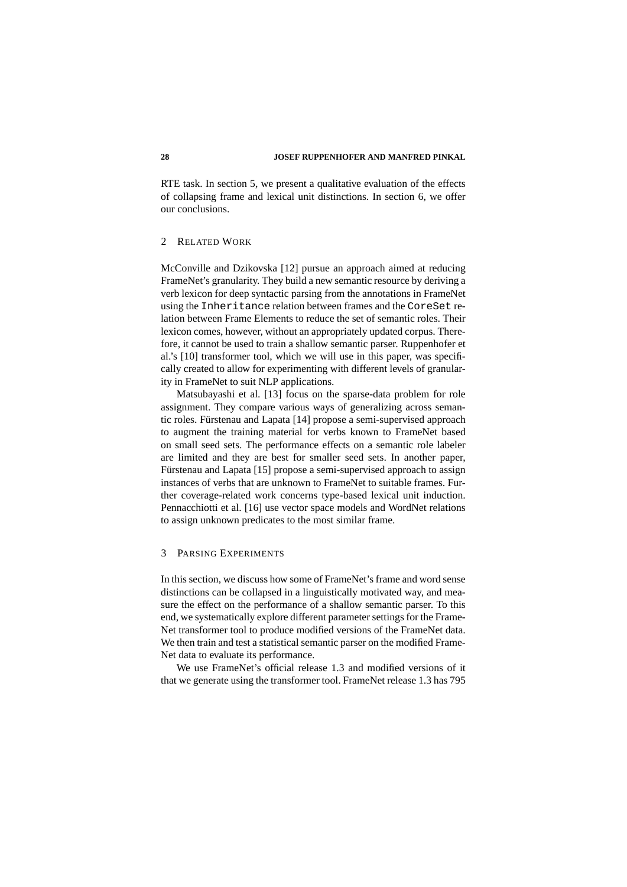RTE task. In section 5, we present a qualitative evaluation of the effects of collapsing frame and lexical unit distinctions. In section 6, we offer our conclusions.

## 2 Related Work

McConville and Dzikovska [12] pursue an approach aimed at reducing FrameNet's granularity. They build a new semantic resource by deriving a verb lexicon for deep syntactic parsing from the annotations in FrameNet using the `Inheritance` relation between frames and the `CoreSet` relation between Frame Elements to reduce the set of semantic roles. Their lexicon comes, however, without an appropriately updated corpus. Therefore, it cannot be used to train a shallow semantic parser. Ruppenhofer et al.'s [10] transformer tool, which we will use in this paper, was specifically created to allow for experimenting with different levels of granularity in FrameNet to suit NLP applications.

Matsubayashi et al. [13] focus on the sparse-data problem for role assignment. They compare various ways of generalizing across semantic roles. Fürstenau and Lapata [14] propose a semi-supervised approach to augment the training material for verbs known to FrameNet based on small seed sets. The performance effects on a semantic role labeler are limited and they are best for smaller seed sets. In another paper, Fürstenau and Lapata [15] propose a semi-supervised approach to assign instances of verbs that are unknown to FrameNet to suitable frames. Further coverage-related work concerns type-based lexical unit induction. Pennacchiotti et al. [16] use vector space models and WordNet relations to assign unknown predicates to the most similar frame.

## 3 Parsing Experiments

In this section, we discuss how some of FrameNet's frame and word sense distinctions can be collapsed in a linguistically motivated way, and measure the effect on the performance of a shallow semantic parser. To this end, we systematically explore different parameter settings for the FrameNet transformer tool to produce modified versions of the FrameNet data. We then train and test a statistical semantic parser on the modified FrameNet data to evaluate its performance.

We use FrameNet's official release 1.3 and modified versions of it that we generate using the transformer tool. FrameNet release 1.3 has 795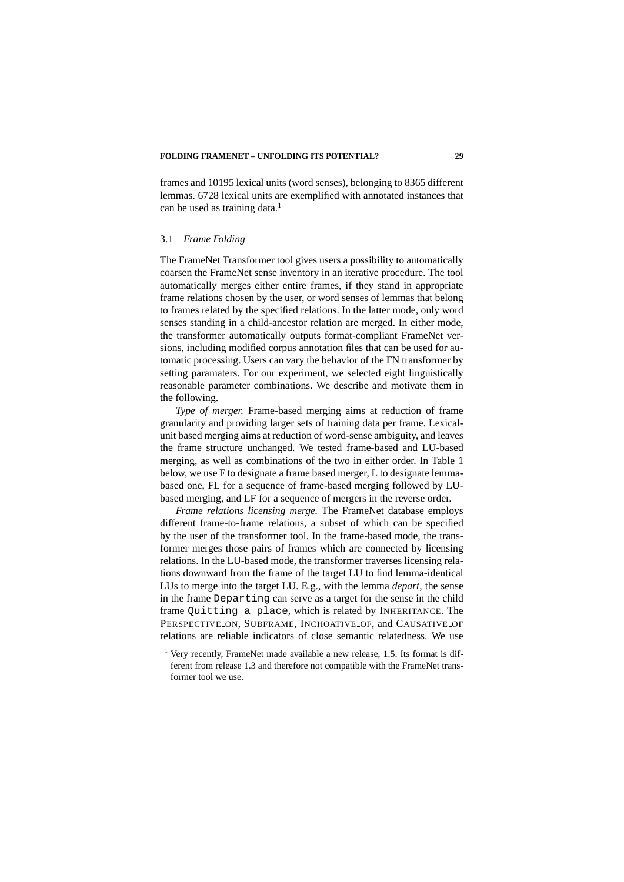frames and 10195 lexical units (word senses), belonging to 8365 different lemmas. 6728 lexical units are exemplified with annotated instances that can be used as training data.[1]

### 3.1 *Frame Folding*

The FrameNet Transformer tool gives users a possibility to automatically coarsen the FrameNet sense inventory in an iterative procedure. The tool automatically merges either entire frames, if they stand in appropriate frame relations chosen by the user, or word senses of lemmas that belong to frames related by the specified relations. In the latter mode, only word senses standing in a child-ancestor relation are merged. In either mode, the transformer automatically outputs format-compliant FrameNet versions, including modified corpus annotation files that can be used for automatic processing. Users can vary the behavior of the FN transformer by setting paramaters. For our experiment, we selected eight linguistically reasonable parameter combinations. We describe and motivate them in the following.

*Type of merger.* Frame-based merging aims at reduction of frame granularity and providing larger sets of training data per frame. Lexical-unit based merging aims at reduction of word-sense ambiguity, and leaves the frame structure unchanged. We tested frame-based and LU-based merging, as well as combinations of the two in either order. In Table 1 below, we use F to designate a frame based merger, L to designate lemma-based one, FL for a sequence of frame-based merging followed by LU-based merging, and LF for a sequence of mergers in the reverse order.

*Frame relations licensing merge.* The FrameNet database employs different frame-to-frame relations, a subset of which can be specified by the user of the transformer tool. In the frame-based mode, the transformer merges those pairs of frames which are connected by licensing relations. In the LU-based mode, the transformer traverses licensing relations downward from the frame of the target LU to find lemma-identical LUs to merge into the target LU. E.g., with the lemma *depart*, the sense in the frame `Departing` can serve as a target for the sense in the child frame `Quitting a place`, which is related by INHERITANCE. The PERSPECTIVE_ON, SUBFRAME, INCHOATIVE_OF, and CAUSATIVE_OF relations are reliable indicators of close semantic relatedness. We use

[1] Very recently, FrameNet made available a new release, 1.5. Its format is different from release 1.3 and therefore not compatible with the FrameNet transformer tool we use.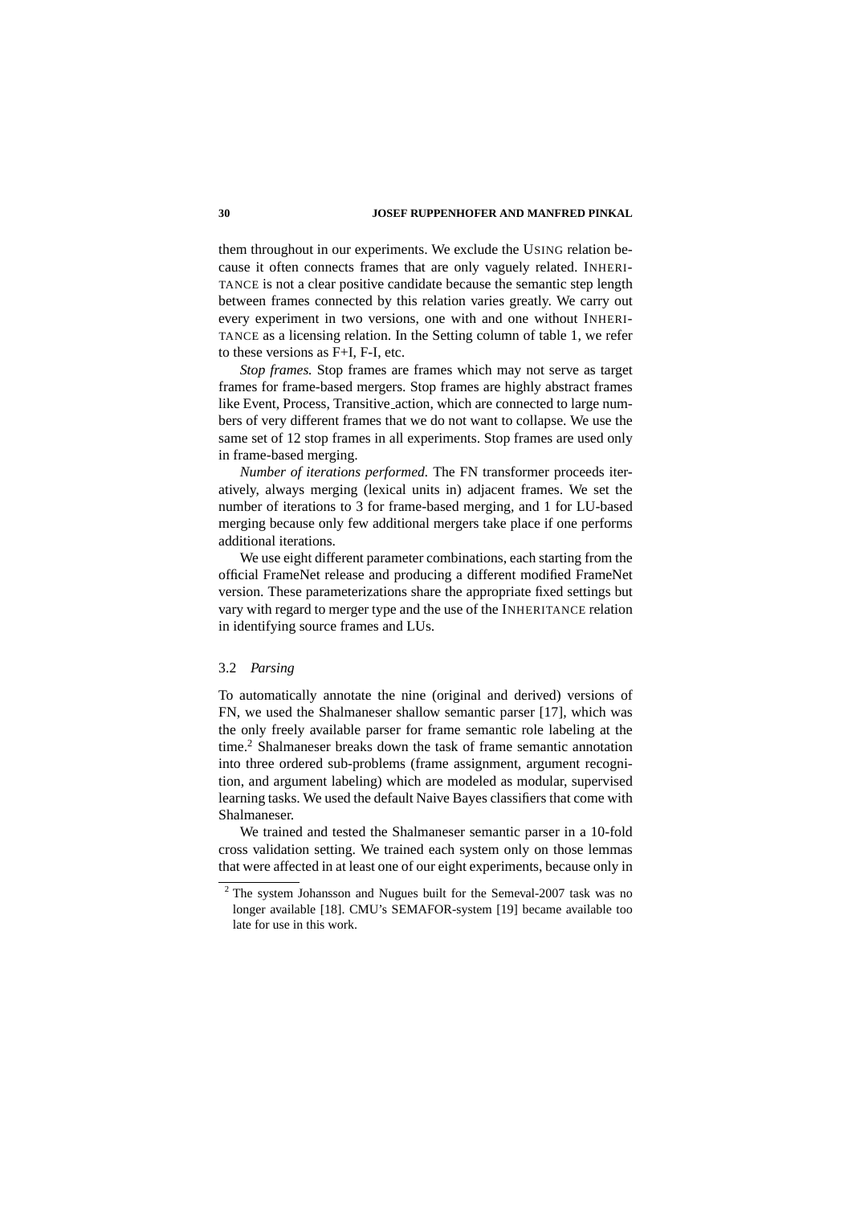them throughout in our experiments. We exclude the USING relation because it often connects frames that are only vaguely related. INHERITANCE is not a clear positive candidate because the semantic step length between frames connected by this relation varies greatly. We carry out every experiment in two versions, one with and one without INHERITANCE as a licensing relation. In the Setting column of table 1, we refer to these versions as F+I, F-I, etc.

*Stop frames.* Stop frames are frames which may not serve as target frames for frame-based mergers. Stop frames are highly abstract frames like Event, Process, Transitive_action, which are connected to large numbers of very different frames that we do not want to collapse. We use the same set of 12 stop frames in all experiments. Stop frames are used only in frame-based merging.

*Number of iterations performed.* The FN transformer proceeds iteratively, always merging (lexical units in) adjacent frames. We set the number of iterations to 3 for frame-based merging, and 1 for LU-based merging because only few additional mergers take place if one performs additional iterations.

We use eight different parameter combinations, each starting from the official FrameNet release and producing a different modified FrameNet version. These parameterizations share the appropriate fixed settings but vary with regard to merger type and the use of the INHERITANCE relation in identifying source frames and LUs.

### 3.2 *Parsing*

To automatically annotate the nine (original and derived) versions of FN, we used the Shalmaneser shallow semantic parser [17], which was the only freely available parser for frame semantic role labeling at the time.[2] Shalmaneser breaks down the task of frame semantic annotation into three ordered sub-problems (frame assignment, argument recognition, and argument labeling) which are modeled as modular, supervised learning tasks. We used the default Naive Bayes classifiers that come with Shalmaneser.

We trained and tested the Shalmaneser semantic parser in a 10-fold cross validation setting. We trained each system only on those lemmas that were affected in at least one of our eight experiments, because only in

[2] The system Johansson and Nugues built for the Semeval-2007 task was no longer available [18]. CMU's SEMAFOR-system [19] became available too late for use in this work.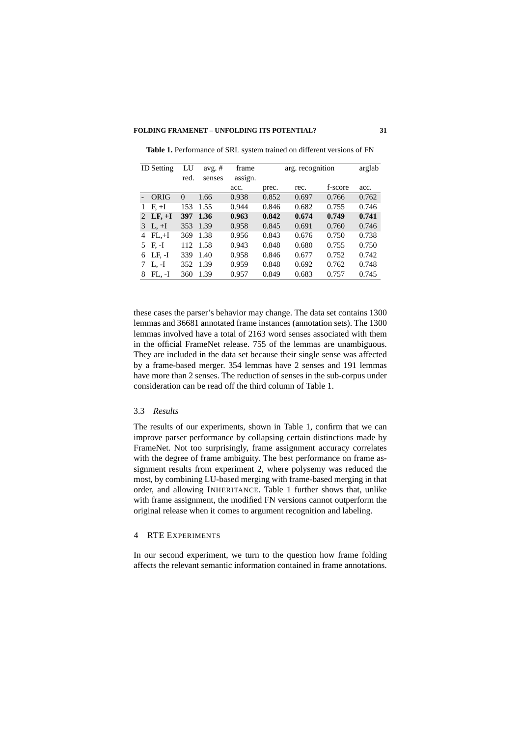**Table 1.** Performance of SRL system trained on different versions of FN

| ID | Setting | LU red. | avg. # senses | frame assign. acc. | arg. recognition prec. | arg. recognition rec. | arg. recognition f-score | arglab acc. |
|---|---|---|---|---|---|---|---|---|
| - | ORIG | 0 | 1.66 | 0.938 | 0.852 | 0.697 | 0.766 | 0.762 |
| 1 | F, +I | 153 | 1.55 | 0.944 | 0.846 | 0.682 | 0.755 | 0.746 |
| 2 | **LF, +I** | **397** | **1.36** | **0.963** | **0.842** | **0.674** | **0.749** | **0.741** |
| 3 | L, +I | 353 | 1.39 | 0.958 | 0.845 | 0.691 | 0.760 | 0.746 |
| 4 | FL,+I | 369 | 1.38 | 0.956 | 0.843 | 0.676 | 0.750 | 0.738 |
| 5 | F, -I | 112 | 1.58 | 0.943 | 0.848 | 0.680 | 0.755 | 0.750 |
| 6 | LF, -I | 339 | 1.40 | 0.958 | 0.846 | 0.677 | 0.752 | 0.742 |
| 7 | L, -I | 352 | 1.39 | 0.959 | 0.848 | 0.692 | 0.762 | 0.748 |
| 8 | FL, -I | 360 | 1.39 | 0.957 | 0.849 | 0.683 | 0.757 | 0.745 |

these cases the parser's behavior may change. The data set contains 1300 lemmas and 36681 annotated frame instances (annotation sets). The 1300 lemmas involved have a total of 2163 word senses associated with them in the official FrameNet release. 755 of the lemmas are unambiguous. They are included in the data set because their single sense was affected by a frame-based merger. 354 lemmas have 2 senses and 191 lemmas have more than 2 senses. The reduction of senses in the sub-corpus under consideration can be read off the third column of Table 1.

### 3.3 *Results*

The results of our experiments, shown in Table 1, confirm that we can improve parser performance by collapsing certain distinctions made by FrameNet. Not too surprisingly, frame assignment accuracy correlates with the degree of frame ambiguity. The best performance on frame assignment results from experiment 2, where polysemy was reduced the most, by combining LU-based merging with frame-based merging in that order, and allowing INHERITANCE. Table 1 further shows that, unlike with frame assignment, the modified FN versions cannot outperform the original release when it comes to argument recognition and labeling.

## 4 RTE EXPERIMENTS

In our second experiment, we turn to the question how frame folding affects the relevant semantic information contained in frame annotations.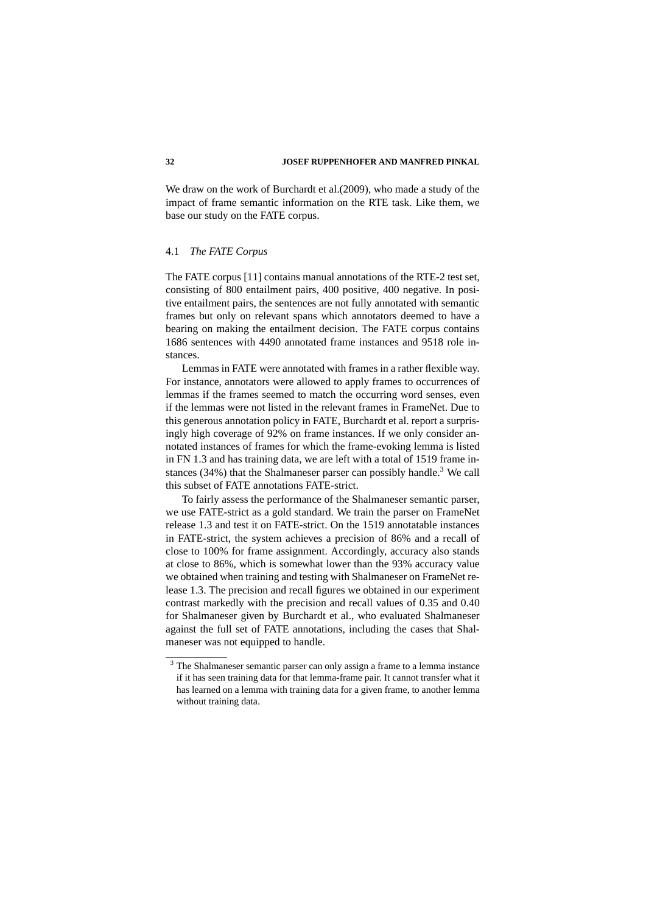We draw on the work of Burchardt et al.(2009), who made a study of the impact of frame semantic information on the RTE task. Like them, we base our study on the FATE corpus.

### 4.1 *The FATE Corpus*

The FATE corpus [11] contains manual annotations of the RTE-2 test set, consisting of 800 entailment pairs, 400 positive, 400 negative. In positive entailment pairs, the sentences are not fully annotated with semantic frames but only on relevant spans which annotators deemed to have a bearing on making the entailment decision. The FATE corpus contains 1686 sentences with 4490 annotated frame instances and 9518 role instances.

Lemmas in FATE were annotated with frames in a rather flexible way. For instance, annotators were allowed to apply frames to occurrences of lemmas if the frames seemed to match the occurring word senses, even if the lemmas were not listed in the relevant frames in FrameNet. Due to this generous annotation policy in FATE, Burchardt et al. report a surprisingly high coverage of 92% on frame instances. If we only consider annotated instances of frames for which the frame-evoking lemma is listed in FN 1.3 and has training data, we are left with a total of 1519 frame instances (34%) that the Shalmaneser parser can possibly handle.[3] We call this subset of FATE annotations FATE-strict.

To fairly assess the performance of the Shalmaneser semantic parser, we use FATE-strict as a gold standard. We train the parser on FrameNet release 1.3 and test it on FATE-strict. On the 1519 annotatable instances in FATE-strict, the system achieves a precision of 86% and a recall of close to 100% for frame assignment. Accordingly, accuracy also stands at close to 86%, which is somewhat lower than the 93% accuracy value we obtained when training and testing with Shalmaneser on FrameNet release 1.3. The precision and recall figures we obtained in our experiment contrast markedly with the precision and recall values of 0.35 and 0.40 for Shalmaneser given by Burchardt et al., who evaluated Shalmaneser against the full set of FATE annotations, including the cases that Shalmaneser was not equipped to handle.

[3] The Shalmaneser semantic parser can only assign a frame to a lemma instance if it has seen training data for that lemma-frame pair. It cannot transfer what it has learned on a lemma with training data for a given frame, to another lemma without training data.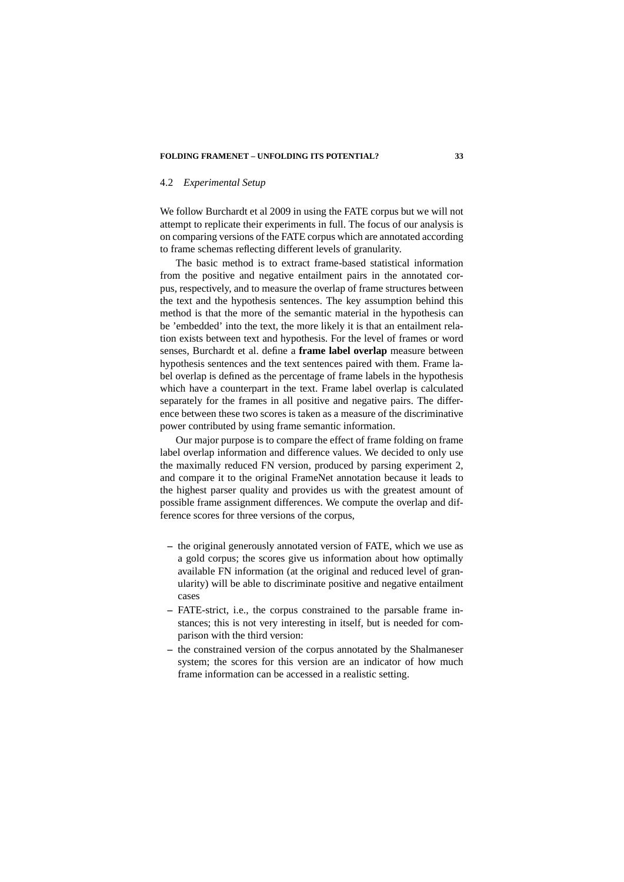### 4.2 *Experimental Setup*

We follow Burchardt et al 2009 in using the FATE corpus but we will not attempt to replicate their experiments in full. The focus of our analysis is on comparing versions of the FATE corpus which are annotated according to frame schemas reflecting different levels of granularity.

The basic method is to extract frame-based statistical information from the positive and negative entailment pairs in the annotated corpus, respectively, and to measure the overlap of frame structures between the text and the hypothesis sentences. The key assumption behind this method is that the more of the semantic material in the hypothesis can be 'embedded' into the text, the more likely it is that an entailment relation exists between text and hypothesis. For the level of frames or word senses, Burchardt et al. define a **frame label overlap** measure between hypothesis sentences and the text sentences paired with them. Frame label overlap is defined as the percentage of frame labels in the hypothesis which have a counterpart in the text. Frame label overlap is calculated separately for the frames in all positive and negative pairs. The difference between these two scores is taken as a measure of the discriminative power contributed by using frame semantic information.

Our major purpose is to compare the effect of frame folding on frame label overlap information and difference values. We decided to only use the maximally reduced FN version, produced by parsing experiment 2, and compare it to the original FrameNet annotation because it leads to the highest parser quality and provides us with the greatest amount of possible frame assignment differences. We compute the overlap and difference scores for three versions of the corpus,

- the original generously annotated version of FATE, which we use as a gold corpus; the scores give us information about how optimally available FN information (at the original and reduced level of granularity) will be able to discriminate positive and negative entailment cases
- FATE-strict, i.e., the corpus constrained to the parsable frame instances; this is not very interesting in itself, but is needed for comparison with the third version:
- the constrained version of the corpus annotated by the Shalmaneser system; the scores for this version are an indicator of how much frame information can be accessed in a realistic setting.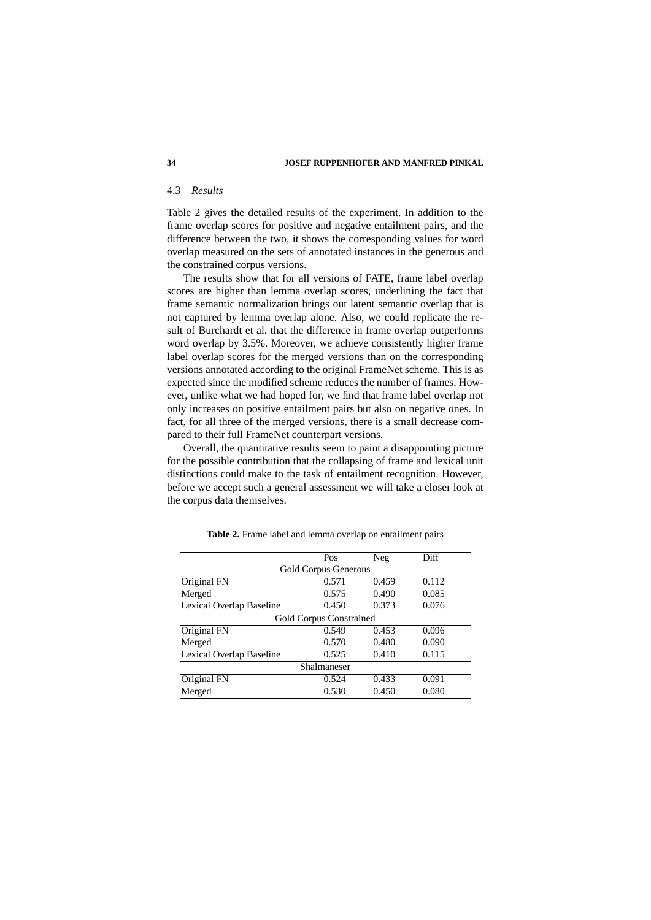### 4.3 *Results*

Table 2 gives the detailed results of the experiment. In addition to the frame overlap scores for positive and negative entailment pairs, and the difference between the two, it shows the corresponding values for word overlap measured on the sets of annotated instances in the generous and the constrained corpus versions.

The results show that for all versions of FATE, frame label overlap scores are higher than lemma overlap scores, underlining the fact that frame semantic normalization brings out latent semantic overlap that is not captured by lemma overlap alone. Also, we could replicate the result of Burchardt et al. that the difference in frame overlap outperforms word overlap by 3.5%. Moreover, we achieve consistently higher frame label overlap scores for the merged versions than on the corresponding versions annotated according to the original FrameNet scheme. This is as expected since the modified scheme reduces the number of frames. However, unlike what we had hoped for, we find that frame label overlap not only increases on positive entailment pairs but also on negative ones. In fact, for all three of the merged versions, there is a small decrease compared to their full FrameNet counterpart versions.

Overall, the quantitative results seem to paint a disappointing picture for the possible contribution that the collapsing of frame and lexical unit distinctions could make to the task of entailment recognition. However, before we accept such a general assessment we will take a closer look at the corpus data themselves.

**Table 2.** Frame label and lemma overlap on entailment pairs

| | Pos | Neg | Diff |
|---|---|---|---|
| **Gold Corpus Generous** | | | |
| Original FN | 0.571 | 0.459 | 0.112 |
| Merged | 0.575 | 0.490 | 0.085 |
| Lexical Overlap Baseline | 0.450 | 0.373 | 0.076 |
| **Gold Corpus Constrained** | | | |
| Original FN | 0.549 | 0.453 | 0.096 |
| Merged | 0.570 | 0.480 | 0.090 |
| Lexical Overlap Baseline | 0.525 | 0.410 | 0.115 |
| **Shalmaneser** | | | |
| Original FN | 0.524 | 0.433 | 0.091 |
| Merged | 0.530 | 0.450 | 0.080 |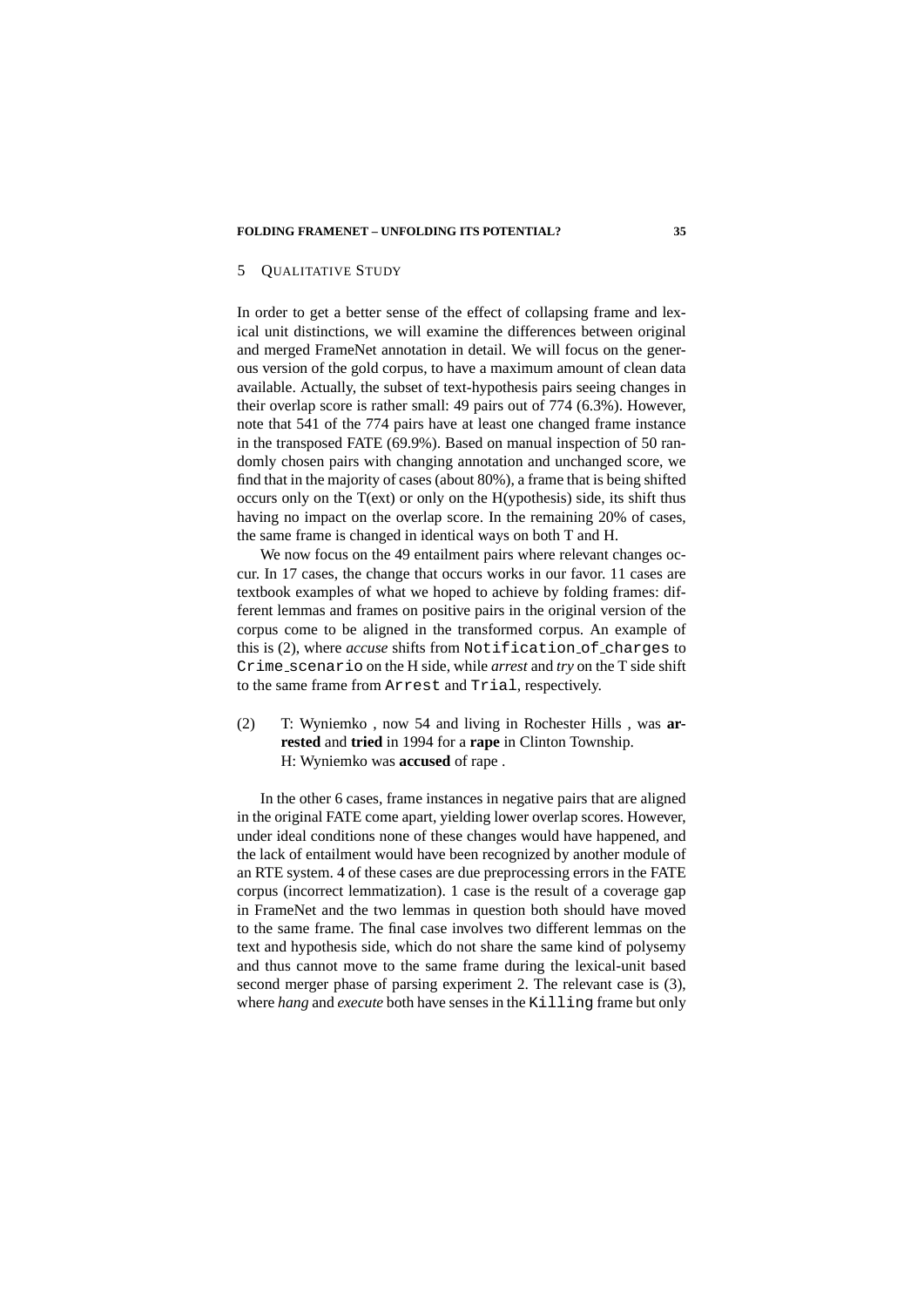## 5 QUALITATIVE STUDY

In order to get a better sense of the effect of collapsing frame and lexical unit distinctions, we will examine the differences between original and merged FrameNet annotation in detail. We will focus on the generous version of the gold corpus, to have a maximum amount of clean data available. Actually, the subset of text-hypothesis pairs seeing changes in their overlap score is rather small: 49 pairs out of 774 (6.3%). However, note that 541 of the 774 pairs have at least one changed frame instance in the transposed FATE (69.9%). Based on manual inspection of 50 randomly chosen pairs with changing annotation and unchanged score, we find that in the majority of cases (about 80%), a frame that is being shifted occurs only on the T(ext) or only on the H(ypothesis) side, its shift thus having no impact on the overlap score. In the remaining 20% of cases, the same frame is changed in identical ways on both T and H.

We now focus on the 49 entailment pairs where relevant changes occur. In 17 cases, the change that occurs works in our favor. 11 cases are textbook examples of what we hoped to achieve by folding frames: different lemmas and frames on positive pairs in the original version of the corpus come to be aligned in the transformed corpus. An example of this is (2), where *accuse* shifts from `Notification_of_charges` to `Crime_scenario` on the H side, while *arrest* and *try* on the T side shift to the same frame from `Arrest` and `Trial`, respectively.

(2) T: Wyniemko , now 54 and living in Rochester Hills , was **arrested** and **tried** in 1994 for a **rape** in Clinton Township.
H: Wyniemko was **accused** of rape .

In the other 6 cases, frame instances in negative pairs that are aligned in the original FATE come apart, yielding lower overlap scores. However, under ideal conditions none of these changes would have happened, and the lack of entailment would have been recognized by another module of an RTE system. 4 of these cases are due preprocessing errors in the FATE corpus (incorrect lemmatization). 1 case is the result of a coverage gap in FrameNet and the two lemmas in question both should have moved to the same frame. The final case involves two different lemmas on the text and hypothesis side, which do not share the same kind of polysemy and thus cannot move to the same frame during the lexical-unit based second merger phase of parsing experiment 2. The relevant case is (3), where *hang* and *execute* both have senses in the `Killing` frame but only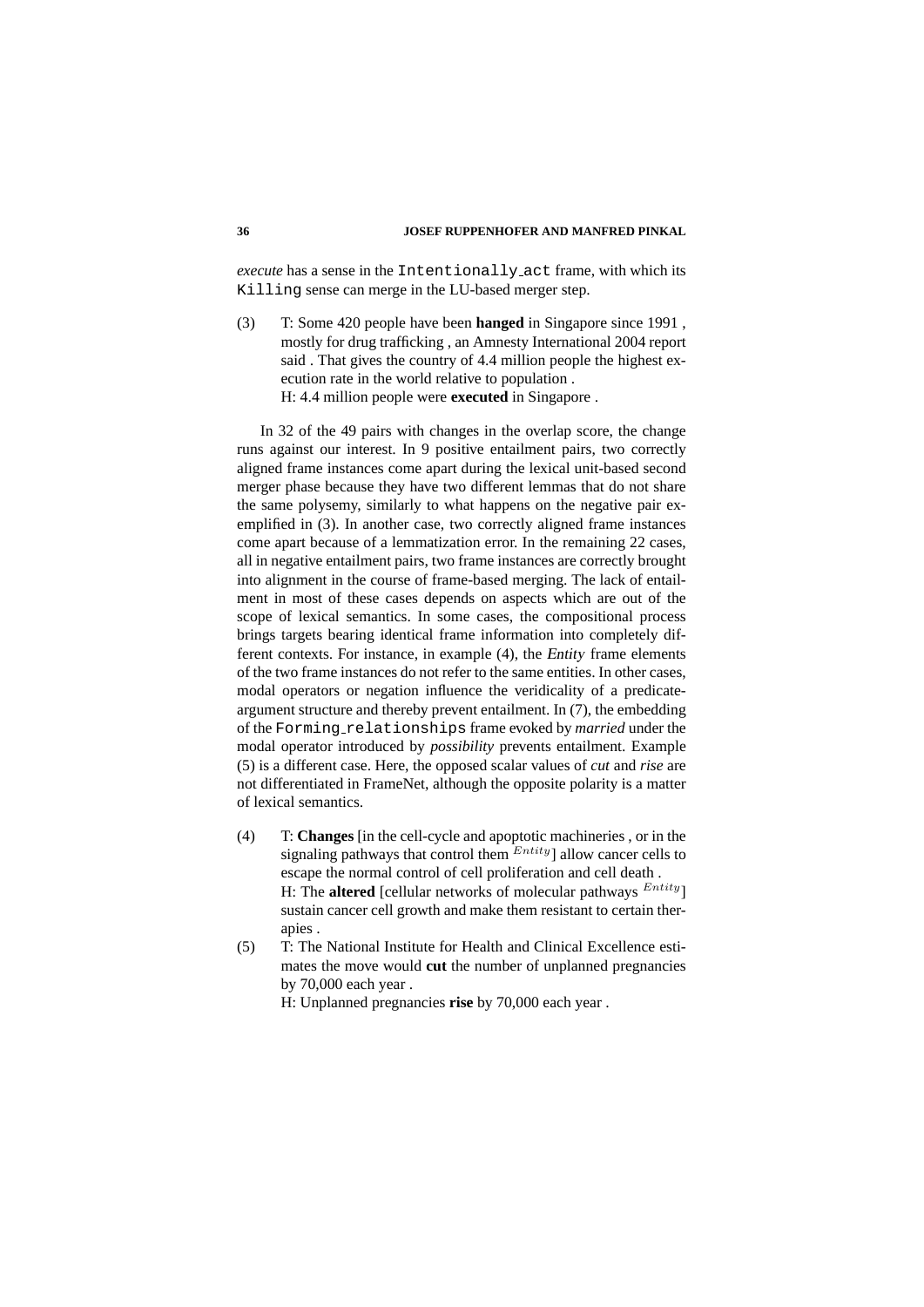*execute* has a sense in the Intentionally_act frame, with which its Killing sense can merge in the LU-based merger step.

(3) T: Some 420 people have been **hanged** in Singapore since 1991 , mostly for drug trafficking , an Amnesty International 2004 report said . That gives the country of 4.4 million people the highest execution rate in the world relative to population .
H: 4.4 million people were **executed** in Singapore .

In 32 of the 49 pairs with changes in the overlap score, the change runs against our interest. In 9 positive entailment pairs, two correctly aligned frame instances come apart during the lexical unit-based second merger phase because they have two different lemmas that do not share the same polysemy, similarly to what happens on the negative pair exemplified in (3). In another case, two correctly aligned frame instances come apart because of a lemmatization error. In the remaining 22 cases, all in negative entailment pairs, two frame instances are correctly brought into alignment in the course of frame-based merging. The lack of entailment in most of these cases depends on aspects which are out of the scope of lexical semantics. In some cases, the compositional process brings targets bearing identical frame information into completely different contexts. For instance, in example (4), the *Entity* frame elements of the two frame instances do not refer to the same entities. In other cases, modal operators or negation influence the veridicality of a predicate-argument structure and thereby prevent entailment. In (7), the embedding of the Forming_relationships frame evoked by *married* under the modal operator introduced by *possibility* prevents entailment. Example (5) is a different case. Here, the opposed scalar values of *cut* and *rise* are not differentiated in FrameNet, although the opposite polarity is a matter of lexical semantics.

(4) T: **Changes** [in the cell-cycle and apoptotic machineries , or in the signaling pathways that control them $^{Entity}$] allow cancer cells to escape the normal control of cell proliferation and cell death .
H: The **altered** [cellular networks of molecular pathways $^{Entity}$] sustain cancer cell growth and make them resistant to certain therapies .

(5) T: The National Institute for Health and Clinical Excellence estimates the move would **cut** the number of unplanned pregnancies by 70,000 each year .
H: Unplanned pregnancies **rise** by 70,000 each year .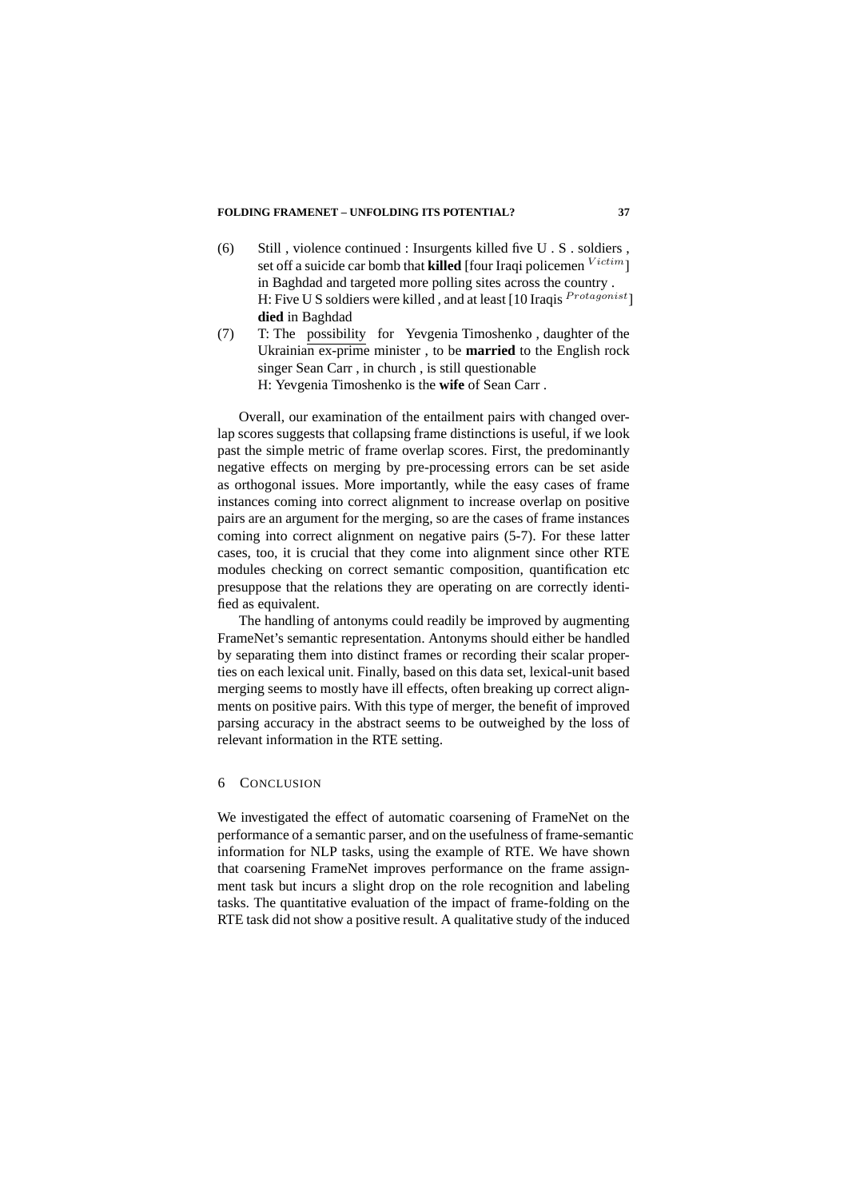(6) Still , violence continued : Insurgents killed five U . S . soldiers , set off a suicide car bomb that **killed** [four Iraqi policemen $^{Victim}$] in Baghdad and targeted more polling sites across the country .
H: Five U S soldiers were killed , and at least [10 Iraqis $^{Protagonist}$] **died** in Baghdad

(7) T: The possibility for Yevgenia Timoshenko , daughter of the Ukrainian ex-prime minister , to be **married** to the English rock singer Sean Carr , in church , is still questionable
H: Yevgenia Timoshenko is the **wife** of Sean Carr .

Overall, our examination of the entailment pairs with changed overlap scores suggests that collapsing frame distinctions is useful, if we look past the simple metric of frame overlap scores. First, the predominantly negative effects on merging by pre-processing errors can be set aside as orthogonal issues. More importantly, while the easy cases of frame instances coming into correct alignment to increase overlap on positive pairs are an argument for the merging, so are the cases of frame instances coming into correct alignment on negative pairs (5-7). For these latter cases, too, it is crucial that they come into alignment since other RTE modules checking on correct semantic composition, quantification etc presuppose that the relations they are operating on are correctly identified as equivalent.

The handling of antonyms could readily be improved by augmenting FrameNet's semantic representation. Antonyms should either be handled by separating them into distinct frames or recording their scalar properties on each lexical unit. Finally, based on this data set, lexical-unit based merging seems to mostly have ill effects, often breaking up correct alignments on positive pairs. With this type of merger, the benefit of improved parsing accuracy in the abstract seems to be outweighed by the loss of relevant information in the RTE setting.

## 6 Conclusion

We investigated the effect of automatic coarsening of FrameNet on the performance of a semantic parser, and on the usefulness of frame-semantic information for NLP tasks, using the example of RTE. We have shown that coarsening FrameNet improves performance on the frame assignment task but incurs a slight drop on the role recognition and labeling tasks. The quantitative evaluation of the impact of frame-folding on the RTE task did not show a positive result. A qualitative study of the induced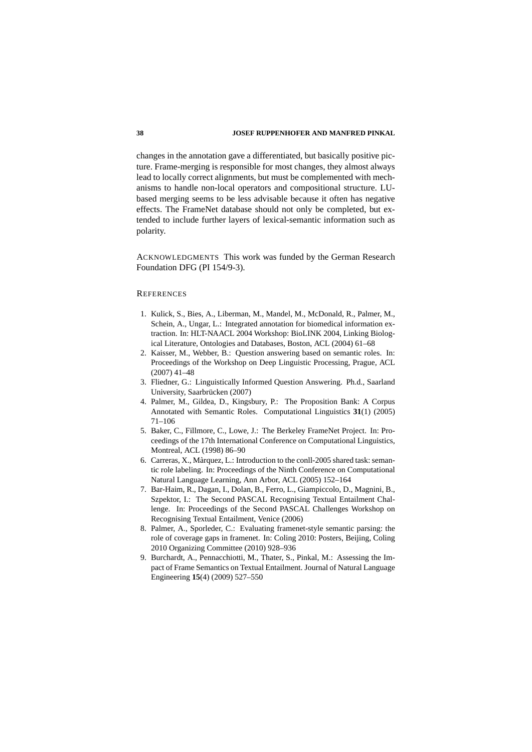changes in the annotation gave a differentiated, but basically positive picture. Frame-merging is responsible for most changes, they almost always lead to locally correct alignments, but must be complemented with mechanisms to handle non-local operators and compositional structure. LU-based merging seems to be less advisable because it often has negative effects. The FrameNet database should not only be completed, but extended to include further layers of lexical-semantic information such as polarity.

ACKNOWLEDGMENTS This work was funded by the German Research Foundation DFG (PI 154/9-3).

## REFERENCES

1. Kulick, S., Bies, A., Liberman, M., Mandel, M., McDonald, R., Palmer, M., Schein, A., Ungar, L.: Integrated annotation for biomedical information extraction. In: HLT-NAACL 2004 Workshop: BioLINK 2004, Linking Biological Literature, Ontologies and Databases, Boston, ACL (2004) 61–68
2. Kaisser, M., Webber, B.: Question answering based on semantic roles. In: Proceedings of the Workshop on Deep Linguistic Processing, Prague, ACL (2007) 41–48
3. Fliedner, G.: Linguistically Informed Question Answering. Ph.d., Saarland University, Saarbrücken (2007)
4. Palmer, M., Gildea, D., Kingsbury, P.: The Proposition Bank: A Corpus Annotated with Semantic Roles. Computational Linguistics **31**(1) (2005) 71–106
5. Baker, C., Fillmore, C., Lowe, J.: The Berkeley FrameNet Project. In: Proceedings of the 17th International Conference on Computational Linguistics, Montreal, ACL (1998) 86–90
6. Carreras, X., Màrquez, L.: Introduction to the conll-2005 shared task: semantic role labeling. In: Proceedings of the Ninth Conference on Computational Natural Language Learning, Ann Arbor, ACL (2005) 152–164
7. Bar-Haim, R., Dagan, I., Dolan, B., Ferro, L., Giampiccolo, D., Magnini, B., Szpektor, I.: The Second PASCAL Recognising Textual Entailment Challenge. In: Proceedings of the Second PASCAL Challenges Workshop on Recognising Textual Entailment, Venice (2006)
8. Palmer, A., Sporleder, C.: Evaluating framenet-style semantic parsing: the role of coverage gaps in framenet. In: Coling 2010: Posters, Beijing, Coling 2010 Organizing Committee (2010) 928–936
9. Burchardt, A., Pennacchiotti, M., Thater, S., Pinkal, M.: Assessing the Impact of Frame Semantics on Textual Entailment. Journal of Natural Language Engineering **15**(4) (2009) 527–550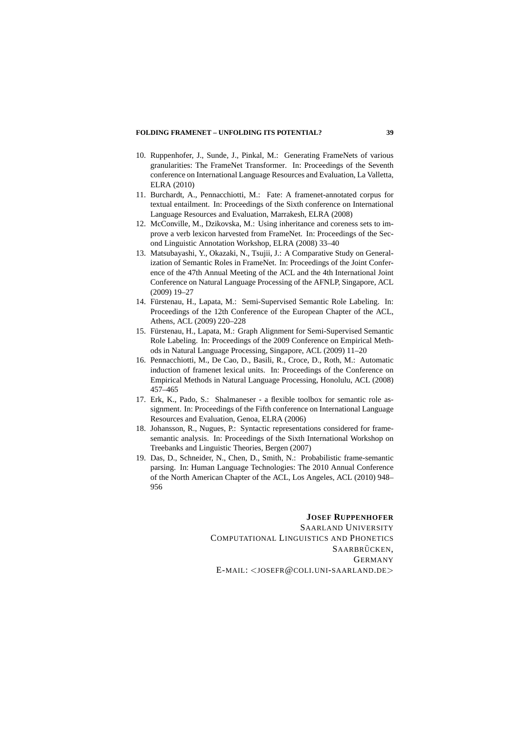10. Ruppenhofer, J., Sunde, J., Pinkal, M.: Generating FrameNets of various granularities: The FrameNet Transformer. In: Proceedings of the Seventh conference on International Language Resources and Evaluation, La Valletta, ELRA (2010)
11. Burchardt, A., Pennacchiotti, M.: Fate: A framenet-annotated corpus for textual entailment. In: Proceedings of the Sixth conference on International Language Resources and Evaluation, Marrakesh, ELRA (2008)
12. McConville, M., Dzikovska, M.: Using inheritance and coreness sets to improve a verb lexicon harvested from FrameNet. In: Proceedings of the Second Linguistic Annotation Workshop, ELRA (2008) 33–40
13. Matsubayashi, Y., Okazaki, N., Tsujii, J.: A Comparative Study on Generalization of Semantic Roles in FrameNet. In: Proceedings of the Joint Conference of the 47th Annual Meeting of the ACL and the 4th International Joint Conference on Natural Language Processing of the AFNLP, Singapore, ACL (2009) 19–27
14. Fürstenau, H., Lapata, M.: Semi-Supervised Semantic Role Labeling. In: Proceedings of the 12th Conference of the European Chapter of the ACL, Athens, ACL (2009) 220–228
15. Fürstenau, H., Lapata, M.: Graph Alignment for Semi-Supervised Semantic Role Labeling. In: Proceedings of the 2009 Conference on Empirical Methods in Natural Language Processing, Singapore, ACL (2009) 11–20
16. Pennacchiotti, M., De Cao, D., Basili, R., Croce, D., Roth, M.: Automatic induction of framenet lexical units. In: Proceedings of the Conference on Empirical Methods in Natural Language Processing, Honolulu, ACL (2008) 457–465
17. Erk, K., Pado, S.: Shalmaneser - a flexible toolbox for semantic role assignment. In: Proceedings of the Fifth conference on International Language Resources and Evaluation, Genoa, ELRA (2006)
18. Johansson, R., Nugues, P.: Syntactic representations considered for frame-semantic analysis. In: Proceedings of the Sixth International Workshop on Treebanks and Linguistic Theories, Bergen (2007)
19. Das, D., Schneider, N., Chen, D., Smith, N.: Probabilistic frame-semantic parsing. In: Human Language Technologies: The 2010 Annual Conference of the North American Chapter of the ACL, Los Angeles, ACL (2010) 948–956

**JOSEF RUPPENHOFER**
SAARLAND UNIVERSITY
COMPUTATIONAL LINGUISTICS AND PHONETICS
SAARBRÜCKEN,
GERMANY
E-MAIL: <JOSEFR@COLI.UNI-SAARLAND.DE>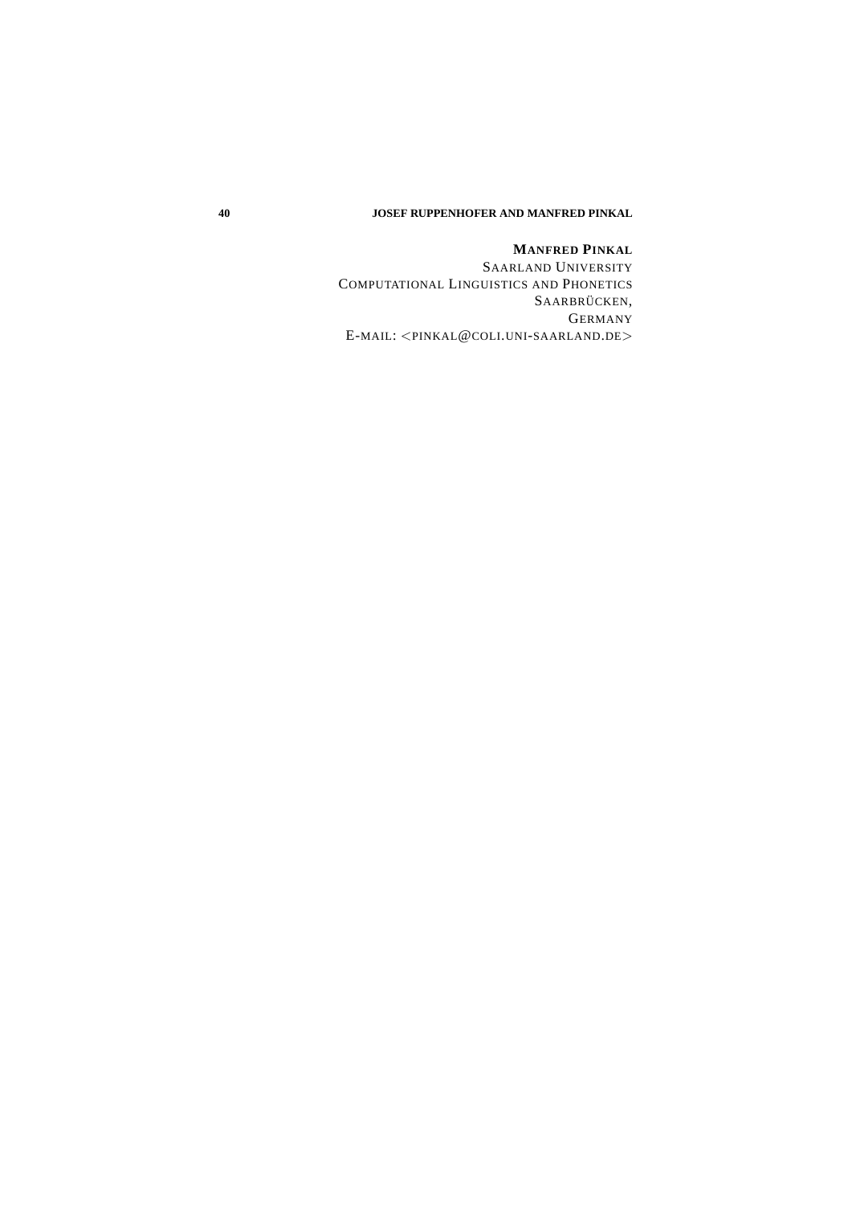**MANFRED PINKAL**
SAARLAND UNIVERSITY
COMPUTATIONAL LINGUISTICS AND PHONETICS
SAARBRÜCKEN,
GERMANY
E-MAIL: <PINKAL@COLI.UNI-SAARLAND.DE>